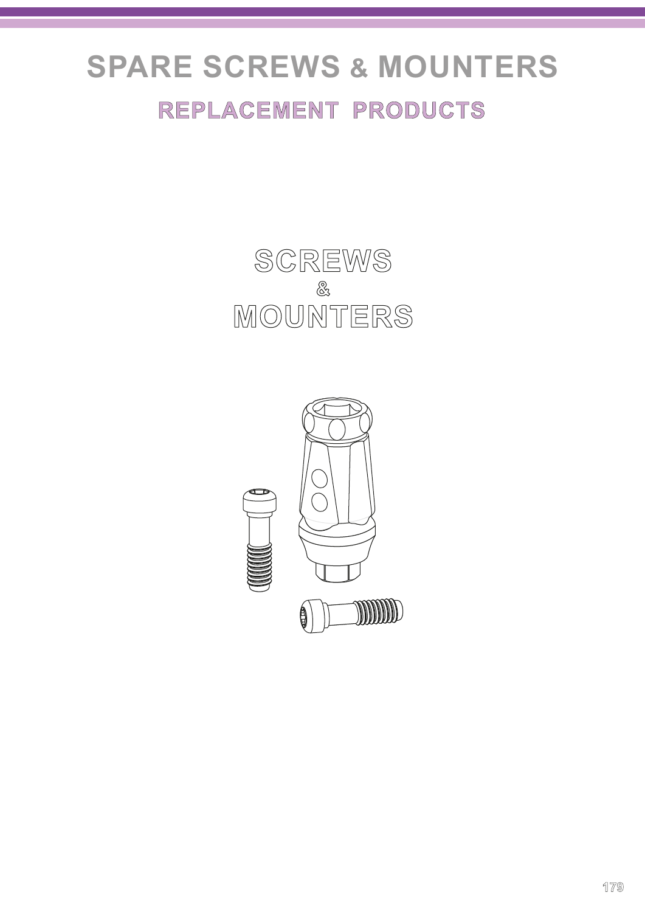# SPARE SCREWS & MOUNTERS

## REPLACEMENT PRODUCTS

## SCREWS
## &
## MOUNTERS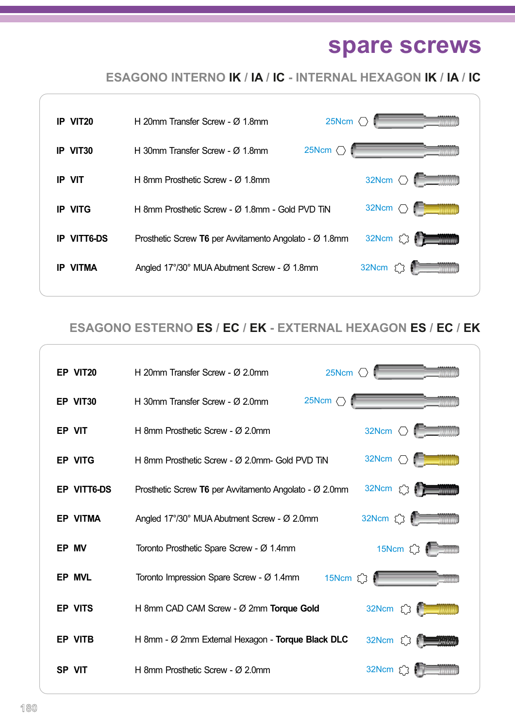# spare screws

## ESAGONO INTERNO IK / IA / IC - INTERNAL HEXAGON IK / IA / IC

| Code | Description | Torque |
|---|---|---|
| **IP VIT20** | H 20mm Transfer Screw - Ø 1.8mm | 25Ncm |
| **IP VIT30** | H 30mm Transfer Screw - Ø 1.8mm | 25Ncm |
| **IP VIT** | H 8mm Prosthetic Screw - Ø 1.8mm | 32Ncm |
| **IP VITG** | H 8mm Prosthetic Screw - Ø 1.8mm - Gold PVD TiN | 32Ncm |
| **IP VITT6-DS** | Prosthetic Screw **T6** per Avvitamento Angolato - Ø 1.8mm | 32Ncm |
| **IP VITMA** | Angled 17°/30° MUA Abutment Screw - Ø 1.8mm | 32Ncm |

## ESAGONO ESTERNO ES / EC / EK - EXTERNAL HEXAGON ES / EC / EK

| Code | Description | Torque |
|---|---|---|
| **EP VIT20** | H 20mm Transfer Screw - Ø 2.0mm | 25Ncm |
| **EP VIT30** | H 30mm Transfer Screw - Ø 2.0mm | 25Ncm |
| **EP VIT** | H 8mm Prosthetic Screw - Ø 2.0mm | 32Ncm |
| **EP VITG** | H 8mm Prosthetic Screw - Ø 2.0mm- Gold PVD TiN | 32Ncm |
| **EP VITT6-DS** | Prosthetic Screw **T6** per Avvitamento Angolato - Ø 2.0mm | 32Ncm |
| **EP VITMA** | Angled 17°/30° MUA Abutment Screw - Ø 2.0mm | 32Ncm |
| **EP MV** | Toronto Prosthetic Spare Screw - Ø 1.4mm | 15Ncm |
| **EP MVL** | Toronto Impression Spare Screw - Ø 1.4mm | 15Ncm |
| **EP VITS** | H 8mm CAD CAM Screw - Ø 2mm **Torque Gold** | 32Ncm |
| **EP VITB** | H 8mm - Ø 2mm External Hexagon - **Torque Black DLC** | 32Ncm |
| **SP VIT** | H 8mm Prosthetic Screw - Ø 2.0mm | 32Ncm |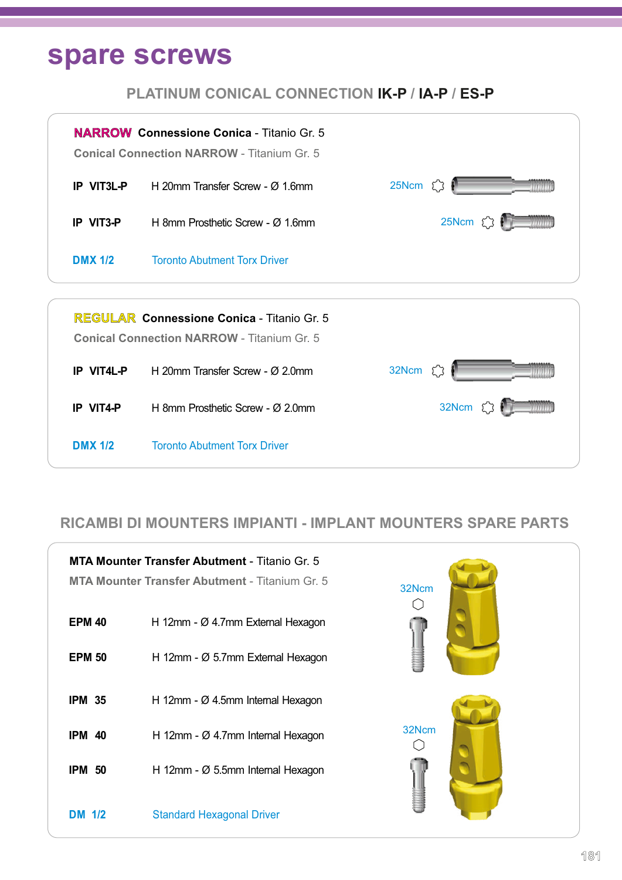# spare screws

## PLATINUM CONICAL CONNECTION IK-P / IA-P / ES-P

**NARROW Connessione Conica** - Titanio Gr. 5

**Conical Connection NARROW** - Titanium Gr. 5

| | | |
|---|---|---|
| **IP VIT3L-P** | H 20mm Transfer Screw - Ø 1.6mm | 25Ncm |
| **IP VIT3-P** | H 8mm Prosthetic Screw - Ø 1.6mm | 25Ncm |
| **DMX 1/2** | Toronto Abutment Torx Driver | |

**REGULAR Connessione Conica** - Titanio Gr. 5

**Conical Connection NARROW** - Titanium Gr. 5

| | | |
|---|---|---|
| **IP VIT4L-P** | H 20mm Transfer Screw - Ø 2.0mm | 32Ncm |
| **IP VIT4-P** | H 8mm Prosthetic Screw - Ø 2.0mm | 32Ncm |
| **DMX 1/2** | Toronto Abutment Torx Driver | |

## RICAMBI DI MOUNTERS IMPIANTI - IMPLANT MOUNTERS SPARE PARTS

**MTA Mounter Transfer Abutment** - Titanio Gr. 5

**MTA Mounter Transfer Abutment** - Titanium Gr. 5

| | | |
|---|---|---|
| **EPM 40** | H 12mm - Ø 4.7mm External Hexagon | 32Ncm |
| **EPM 50** | H 12mm - Ø 5.7mm External Hexagon | |
| **IPM 35** | H 12mm - Ø 4.5mm Internal Hexagon | 32Ncm |
| **IPM 40** | H 12mm - Ø 4.7mm Internal Hexagon | |
| **IPM 50** | H 12mm - Ø 5.5mm Internal Hexagon | |
| **DM 1/2** | Standard Hexagonal Driver | |